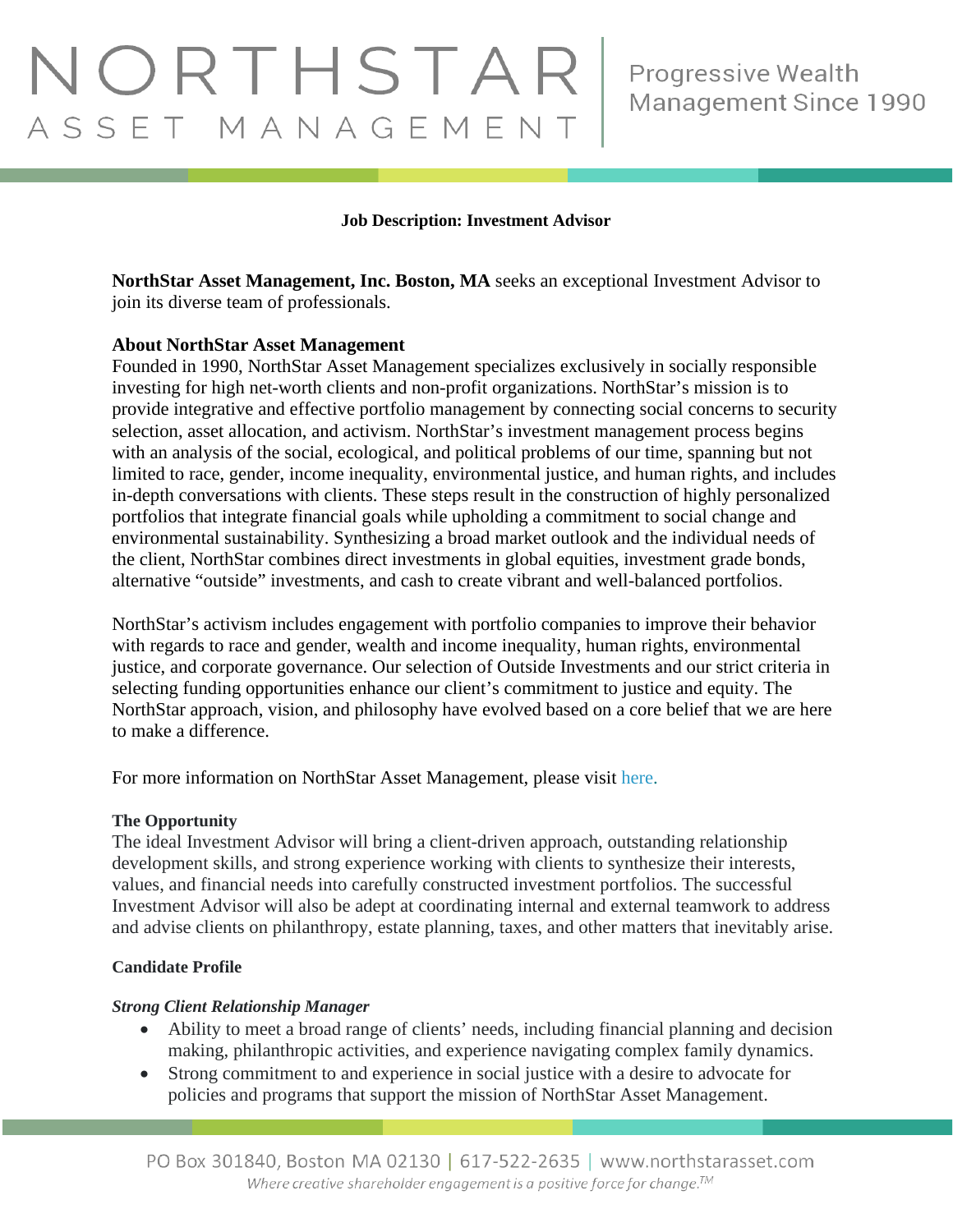# NORTHSTAR ASSET MANAGEMENT

Progressive Wealth Management Since 1990

**Job Description: Investment Advisor**

**NorthStar Asset Management, Inc. Boston, MA** seeks an exceptional Investment Advisor to join its diverse team of professionals.

**About NorthStar Asset Management**
Founded in 1990, NorthStar Asset Management specializes exclusively in socially responsible investing for high net-worth clients and non-profit organizations. NorthStar's mission is to provide integrative and effective portfolio management by connecting social concerns to security selection, asset allocation, and activism. NorthStar's investment management process begins with an analysis of the social, ecological, and political problems of our time, spanning but not limited to race, gender, income inequality, environmental justice, and human rights, and includes in-depth conversations with clients. These steps result in the construction of highly personalized portfolios that integrate financial goals while upholding a commitment to social change and environmental sustainability. Synthesizing a broad market outlook and the individual needs of the client, NorthStar combines direct investments in global equities, investment grade bonds, alternative "outside" investments, and cash to create vibrant and well-balanced portfolios.

NorthStar's activism includes engagement with portfolio companies to improve their behavior with regards to race and gender, wealth and income inequality, human rights, environmental justice, and corporate governance. Our selection of Outside Investments and our strict criteria in selecting funding opportunities enhance our client's commitment to justice and equity. The NorthStar approach, vision, and philosophy have evolved based on a core belief that we are here to make a difference.

For more information on NorthStar Asset Management, please visit here.

**The Opportunity**
The ideal Investment Advisor will bring a client-driven approach, outstanding relationship development skills, and strong experience working with clients to synthesize their interests, values, and financial needs into carefully constructed investment portfolios. The successful Investment Advisor will also be adept at coordinating internal and external teamwork to address and advise clients on philanthropy, estate planning, taxes, and other matters that inevitably arise.

**Candidate Profile**

***Strong Client Relationship Manager***

- Ability to meet a broad range of clients' needs, including financial planning and decision making, philanthropic activities, and experience navigating complex family dynamics.
- Strong commitment to and experience in social justice with a desire to advocate for policies and programs that support the mission of NorthStar Asset Management.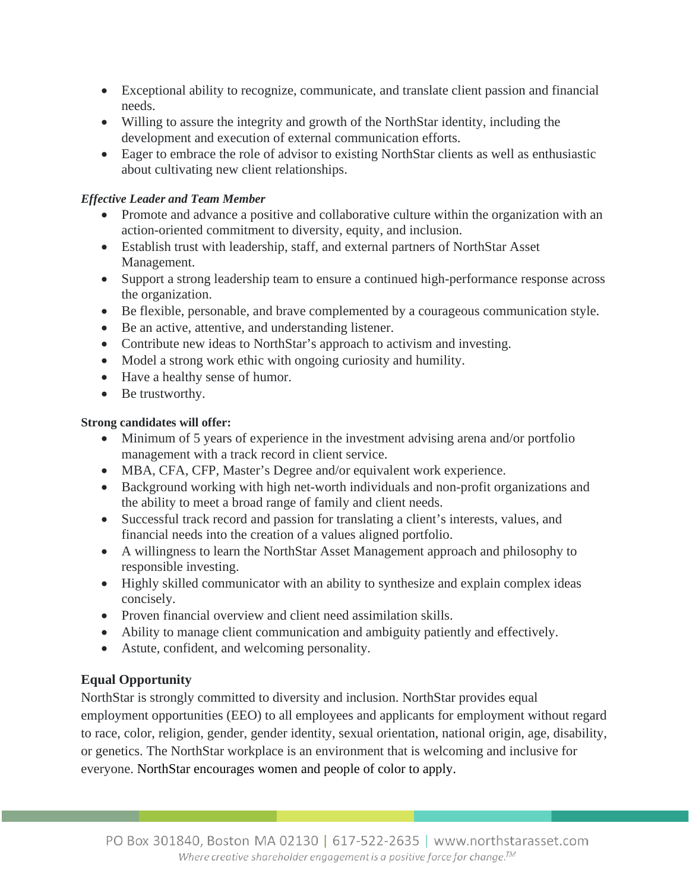- Exceptional ability to recognize, communicate, and translate client passion and financial needs.
- Willing to assure the integrity and growth of the NorthStar identity, including the development and execution of external communication efforts.
- Eager to embrace the role of advisor to existing NorthStar clients as well as enthusiastic about cultivating new client relationships.

***Effective Leader and Team Member***

- Promote and advance a positive and collaborative culture within the organization with an action-oriented commitment to diversity, equity, and inclusion.
- Establish trust with leadership, staff, and external partners of NorthStar Asset Management.
- Support a strong leadership team to ensure a continued high-performance response across the organization.
- Be flexible, personable, and brave complemented by a courageous communication style.
- Be an active, attentive, and understanding listener.
- Contribute new ideas to NorthStar's approach to activism and investing.
- Model a strong work ethic with ongoing curiosity and humility.
- Have a healthy sense of humor.
- Be trustworthy.

**Strong candidates will offer:**

- Minimum of 5 years of experience in the investment advising arena and/or portfolio management with a track record in client service.
- MBA, CFA, CFP, Master's Degree and/or equivalent work experience.
- Background working with high net-worth individuals and non-profit organizations and the ability to meet a broad range of family and client needs.
- Successful track record and passion for translating a client's interests, values, and financial needs into the creation of a values aligned portfolio.
- A willingness to learn the NorthStar Asset Management approach and philosophy to responsible investing.
- Highly skilled communicator with an ability to synthesize and explain complex ideas concisely.
- Proven financial overview and client need assimilation skills.
- Ability to manage client communication and ambiguity patiently and effectively.
- Astute, confident, and welcoming personality.

## Equal Opportunity

NorthStar is strongly committed to diversity and inclusion. NorthStar provides equal employment opportunities (EEO) to all employees and applicants for employment without regard to race, color, religion, gender, gender identity, sexual orientation, national origin, age, disability, or genetics. The NorthStar workplace is an environment that is welcoming and inclusive for everyone. NorthStar encourages women and people of color to apply.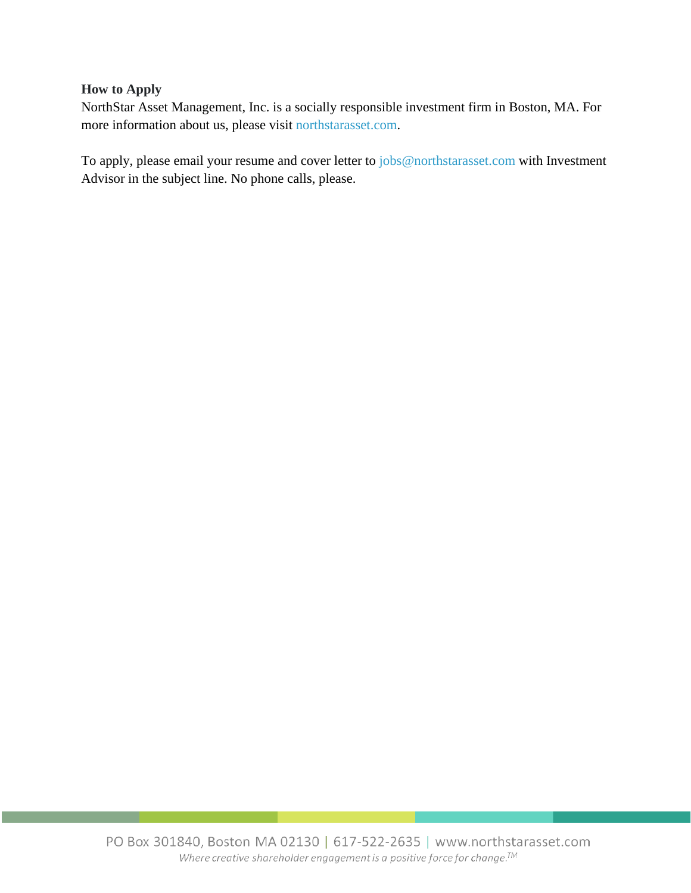**How to Apply**

NorthStar Asset Management, Inc. is a socially responsible investment firm in Boston, MA. For more information about us, please visit northstarasset.com.

To apply, please email your resume and cover letter to jobs@northstarasset.com with Investment Advisor in the subject line. No phone calls, please.